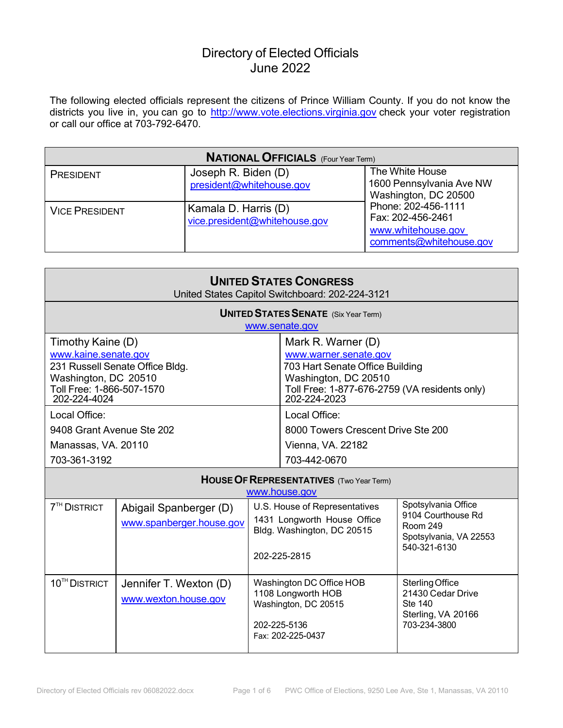# Directory of Elected Officials
## June 2022

The following elected officials represent the citizens of Prince William County. If you do not know the districts you live in, you can go to http://www.vote.elections.virginia.gov check your voter registration or call our office at 703-792-6470.

| **NATIONAL OFFICIALS** (Four Year Term) | | |
|---|---|---|
| PRESIDENT | Joseph R. Biden (D)<br>president@whitehouse.gov | The White House<br>1600 Pennsylvania Ave NW<br>Washington, DC 20500<br>Phone: 202-456-1111<br>Fax: 202-456-2461<br>www.whitehouse.gov<br>comments@whitehouse.gov |
| VICE PRESIDENT | Kamala D. Harris (D)<br>vice.president@whitehouse.gov | |

## UNITED STATES CONGRESS

United States Capitol Switchboard: 202-224-3121

### UNITED STATES SENATE (Six Year Term)

www.senate.gov

| Timothy Kaine (D) | Mark R. Warner (D) |
|---|---|
| www.kaine.senate.gov<br>231 Russell Senate Office Bldg.<br>Washington, DC 20510<br>Toll Free: 1-866-507-1570<br>202-224-4024 | www.warner.senate.gov<br>703 Hart Senate Office Building<br>Washington, DC 20510<br>Toll Free: 1-877-676-2759 (VA residents only)<br>202-224-2023 |
| Local Office:<br>9408 Grant Avenue Ste 202<br>Manassas, VA. 20110<br>703-361-3192 | Local Office:<br>8000 Towers Crescent Drive Ste 200<br>Vienna, VA. 22182<br>703-442-0670 |

### HOUSE OF REPRESENTATIVES (Two Year Term)

www.house.gov

| District | Representative | Washington Office | Local Office |
|---|---|---|---|
| 7TH DISTRICT | Abigail Spanberger (D)<br>www.spanberger.house.gov | U.S. House of Representatives<br>1431 Longworth House Office Bldg. Washington, DC 20515<br>202-225-2815 | Spotsylvania Office<br>9104 Courthouse Rd<br>Room 249<br>Spotsylvania, VA 22553<br>540-321-6130 |
| 10TH DISTRICT | Jennifer T. Wexton (D)<br>www.wexton.house.gov | Washington DC Office HOB<br>1108 Longworth HOB<br>Washington, DC 20515<br>202-225-5136<br>Fax: 202-225-0437 | Sterling Office<br>21430 Cedar Drive<br>Ste 140<br>Sterling, VA 20166<br>703-234-3800 |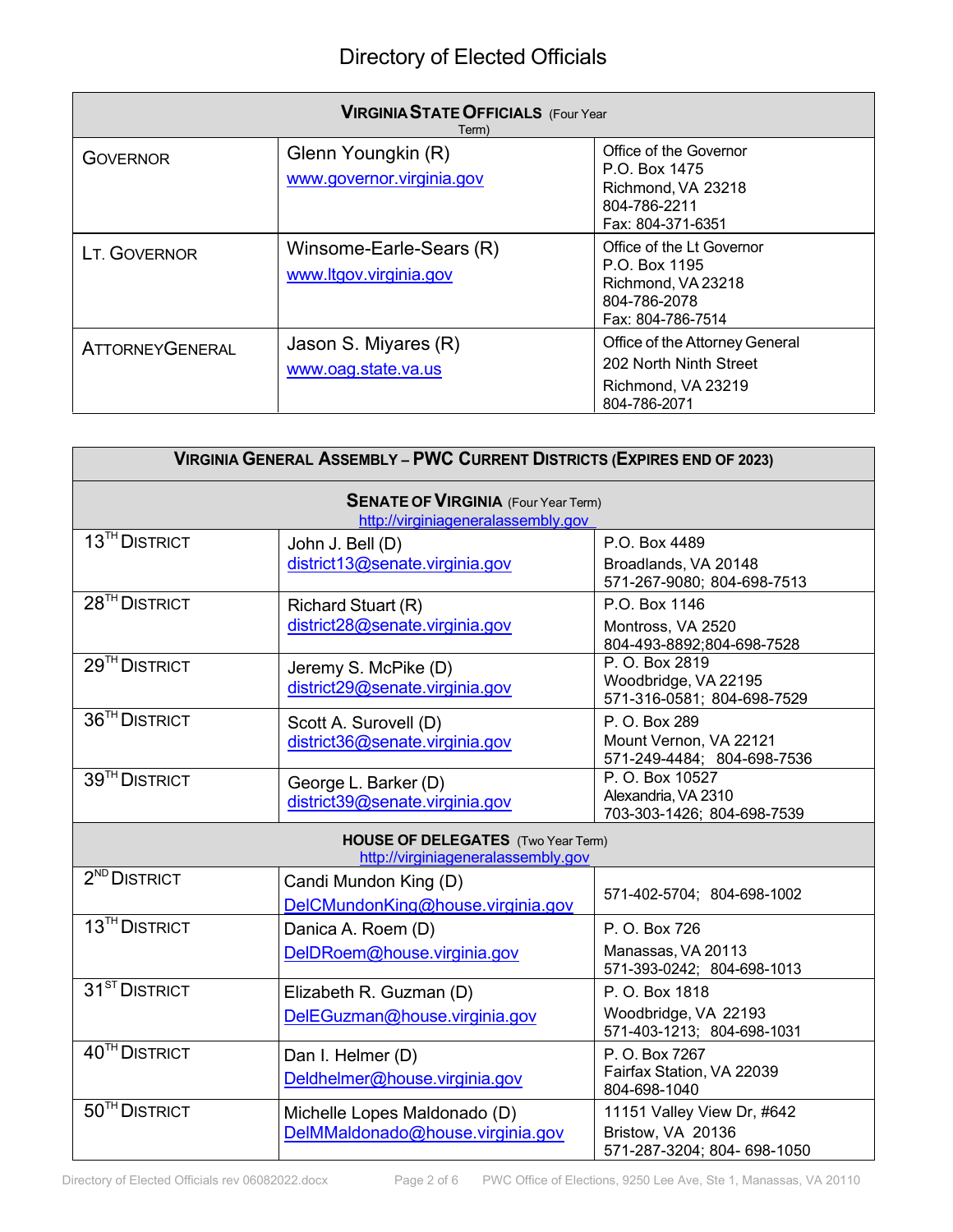# Directory of Elected Officials

| **VIRGINIA STATE OFFICIALS** (Four Year Term) | | |
|---|---|---|
| GOVERNOR | Glenn Youngkin (R)<br>www.governor.virginia.gov | Office of the Governor<br>P.O. Box 1475<br>Richmond, VA 23218<br>804-786-2211<br>Fax: 804-371-6351 |
| LT. GOVERNOR | Winsome-Earle-Sears (R)<br>www.ltgov.virginia.gov | Office of the Lt Governor<br>P.O. Box 1195<br>Richmond, VA 23218<br>804-786-2078<br>Fax: 804-786-7514 |
| ATTORNEYGENERAL | Jason S. Miyares (R)<br>www.oag.state.va.us | Office of the Attorney General<br>202 North Ninth Street<br>Richmond, VA 23219<br>804-786-2071 |

| **VIRGINIA GENERAL ASSEMBLY – PWC CURRENT DISTRICTS (EXPIRES END OF 2023)** | | |
|---|---|---|
| **SENATE OF VIRGINIA** (Four Year Term)<br>http://virginiageneralassembly.gov | | |
| 13TH DISTRICT | John J. Bell (D)<br>district13@senate.virginia.gov | P.O. Box 4489<br>Broadlands, VA 20148<br>571-267-9080; 804-698-7513 |
| 28TH DISTRICT | Richard Stuart (R)<br>district28@senate.virginia.gov | P.O. Box 1146<br>Montross, VA 2520<br>804-493-8892;804-698-7528 |
| 29TH DISTRICT | Jeremy S. McPike (D)<br>district29@senate.virginia.gov | P. O. Box 2819<br>Woodbridge, VA 22195<br>571-316-0581; 804-698-7529 |
| 36TH DISTRICT | Scott A. Surovell (D)<br>district36@senate.virginia.gov | P. O. Box 289<br>Mount Vernon, VA 22121<br>571-249-4484; 804-698-7536 |
| 39TH DISTRICT | George L. Barker (D)<br>district39@senate.virginia.gov | P. O. Box 10527<br>Alexandria, VA 2310<br>703-303-1426; 804-698-7539 |
| **HOUSE OF DELEGATES** (Two Year Term)<br>http://virginiageneralassembly.gov | | |
| 2ND DISTRICT | Candi Mundon King (D)<br>DelCMundonKing@house.virginia.gov | 571-402-5704; 804-698-1002 |
| 13TH DISTRICT | Danica A. Roem (D)<br>DelDRoem@house.virginia.gov | P. O. Box 726<br>Manassas, VA 20113<br>571-393-0242; 804-698-1013 |
| 31ST DISTRICT | Elizabeth R. Guzman (D)<br>DelEGuzman@house.virginia.gov | P. O. Box 1818<br>Woodbridge, VA 22193<br>571-403-1213; 804-698-1031 |
| 40TH DISTRICT | Dan I. Helmer (D)<br>Deldhelmer@house.virginia.gov | P. O. Box 7267<br>Fairfax Station, VA 22039<br>804-698-1040 |
| 50TH DISTRICT | Michelle Lopes Maldonado (D)<br>DelMMaldonado@house.virginia.gov | 11151 Valley View Dr, #642<br>Bristow, VA 20136<br>571-287-3204; 804- 698-1050 |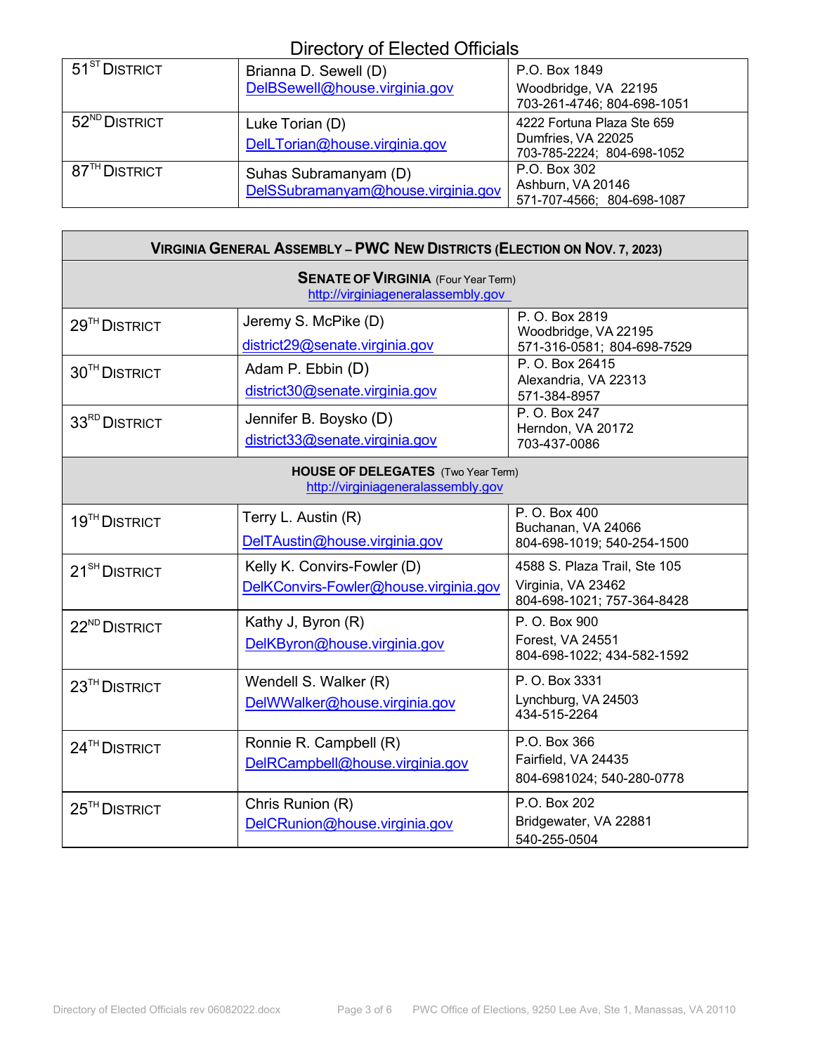# Directory of Elected Officials

| | | |
|---|---|---|
| 51ST DISTRICT | Brianna D. Sewell (D) DelBSewell@house.virginia.gov | P.O. Box 1849 Woodbridge, VA 22195 703-261-4746; 804-698-1051 |
| 52ND DISTRICT | Luke Torian (D) DelLTorian@house.virginia.gov | 4222 Fortuna Plaza Ste 659 Dumfries, VA 22025 703-785-2224; 804-698-1052 |
| 87TH DISTRICT | Suhas Subramanyam (D) DelSSubramanyam@house.virginia.gov | P.O. Box 302 Ashburn, VA 20146 571-707-4566; 804-698-1087 |

## VIRGINIA GENERAL ASSEMBLY – PWC NEW DISTRICTS (ELECTION ON NOV. 7, 2023)

### SENATE OF VIRGINIA (Four Year Term)

http://virginiageneralassembly.gov

| | | |
|---|---|---|
| 29TH DISTRICT | Jeremy S. McPike (D) district29@senate.virginia.gov | P. O. Box 2819 Woodbridge, VA 22195 571-316-0581; 804-698-7529 |
| 30TH DISTRICT | Adam P. Ebbin (D) district30@senate.virginia.gov | P. O. Box 26415 Alexandria, VA 22313 571-384-8957 |
| 33RD DISTRICT | Jennifer B. Boysko (D) district33@senate.virginia.gov | P. O. Box 247 Herndon, VA 20172 703-437-0086 |

### HOUSE OF DELEGATES (Two Year Term)

http://virginiageneralassembly.gov

| | | |
|---|---|---|
| 19TH DISTRICT | Terry L. Austin (R) DelTAustin@house.virginia.gov | P. O. Box 400 Buchanan, VA 24066 804-698-1019; 540-254-1500 |
| 21SH DISTRICT | Kelly K. Convirs-Fowler (D) DelKConvirs-Fowler@house.virginia.gov | 4588 S. Plaza Trail, Ste 105 Virginia, VA 23462 804-698-1021; 757-364-8428 |
| 22ND DISTRICT | Kathy J, Byron (R) DelKByron@house.virginia.gov | P. O. Box 900 Forest, VA 24551 804-698-1022; 434-582-1592 |
| 23TH DISTRICT | Wendell S. Walker (R) DelWWalker@house.virginia.gov | P. O. Box 3331 Lynchburg, VA 24503 434-515-2264 |
| 24TH DISTRICT | Ronnie R. Campbell (R) DelRCampbell@house.virginia.gov | P.O. Box 366 Fairfield, VA 24435 804-6981024; 540-280-0778 |
| 25TH DISTRICT | Chris Runion (R) DelCRunion@house.virginia.gov | P.O. Box 202 Bridgewater, VA 22881 540-255-0504 |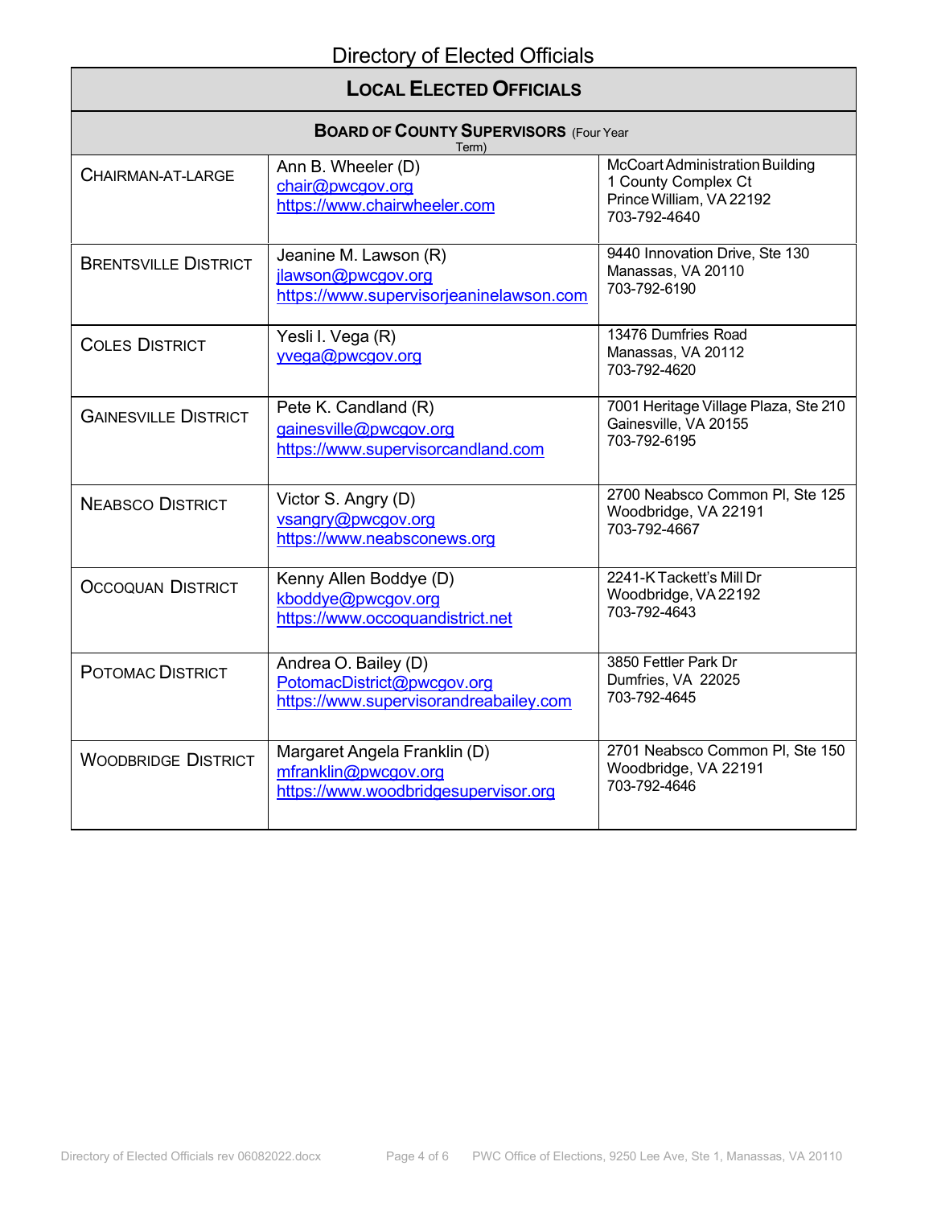# Directory of Elected Officials

## LOCAL ELECTED OFFICIALS

### BOARD OF COUNTY SUPERVISORS (Four Year Term)

| | | |
|---|---|---|
| CHAIRMAN-AT-LARGE | Ann B. Wheeler (D)<br>chair@pwcgov.org<br>https://www.chairwheeler.com | McCoart Administration Building<br>1 County Complex Ct<br>Prince William, VA 22192<br>703-792-4640 |
| BRENTSVILLE DISTRICT | Jeanine M. Lawson (R)<br>jlawson@pwcgov.org<br>https://www.supervisorjeaninelawson.com | 9440 Innovation Drive, Ste 130<br>Manassas, VA 20110<br>703-792-6190 |
| COLES DISTRICT | Yesli I. Vega (R)<br>yvega@pwcgov.org | 13476 Dumfries Road<br>Manassas, VA 20112<br>703-792-4620 |
| GAINESVILLE DISTRICT | Pete K. Candland (R)<br>gainesville@pwcgov.org<br>https://www.supervisorcandland.com | 7001 Heritage Village Plaza, Ste 210<br>Gainesville, VA 20155<br>703-792-6195 |
| NEABSCO DISTRICT | Victor S. Angry (D)<br>vsangry@pwcgov.org<br>https://www.neabsconews.org | 2700 Neabsco Common Pl, Ste 125<br>Woodbridge, VA 22191<br>703-792-4667 |
| OCCOQUAN DISTRICT | Kenny Allen Boddye (D)<br>kboddye@pwcgov.org<br>https://www.occoquandistrict.net | 2241-K Tackett's Mill Dr<br>Woodbridge, VA 22192<br>703-792-4643 |
| POTOMAC DISTRICT | Andrea O. Bailey (D)<br>PotomacDistrict@pwcgov.org<br>https://www.supervisorandreabailey.com | 3850 Fettler Park Dr<br>Dumfries, VA 22025<br>703-792-4645 |
| WOODBRIDGE DISTRICT | Margaret Angela Franklin (D)<br>mfranklin@pwcgov.org<br>https://www.woodbridgesupervisor.org | 2701 Neabsco Common Pl, Ste 150<br>Woodbridge, VA 22191<br>703-792-4646 |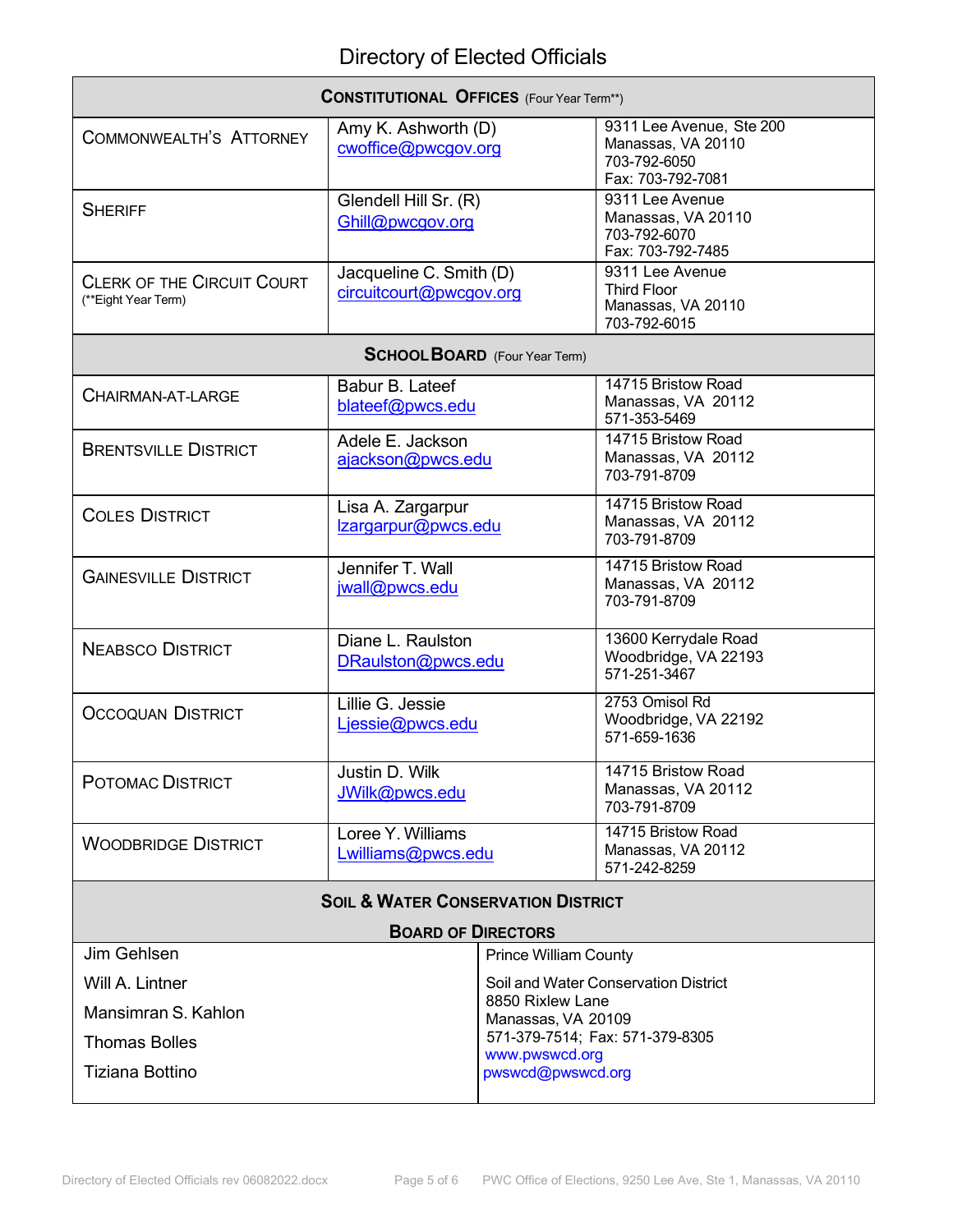# Directory of Elected Officials

| **CONSTITUTIONAL OFFICES** (Four Year Term**) | | |
|---|---|---|
| COMMONWEALTH'S ATTORNEY | Amy K. Ashworth (D)<br>cwoffice@pwcgov.org | 9311 Lee Avenue, Ste 200<br>Manassas, VA 20110<br>703-792-6050<br>Fax: 703-792-7081 |
| SHERIFF | Glendell Hill Sr. (R)<br>Ghill@pwcgov.org | 9311 Lee Avenue<br>Manassas, VA 20110<br>703-792-6070<br>Fax: 703-792-7485 |
| CLERK OF THE CIRCUIT COURT<br>(**Eight Year Term) | Jacqueline C. Smith (D)<br>circuitcourt@pwcgov.org | 9311 Lee Avenue<br>Third Floor<br>Manassas, VA 20110<br>703-792-6015 |
| **SCHOOL BOARD** (Four Year Term) | | |
| CHAIRMAN-AT-LARGE | Babur B. Lateef<br>blateef@pwcs.edu | 14715 Bristow Road<br>Manassas, VA 20112<br>571-353-5469 |
| BRENTSVILLE DISTRICT | Adele E. Jackson<br>ajackson@pwcs.edu | 14715 Bristow Road<br>Manassas, VA 20112<br>703-791-8709 |
| COLES DISTRICT | Lisa A. Zargarpur<br>lzargarpur@pwcs.edu | 14715 Bristow Road<br>Manassas, VA 20112<br>703-791-8709 |
| GAINESVILLE DISTRICT | Jennifer T. Wall<br>jwall@pwcs.edu | 14715 Bristow Road<br>Manassas, VA 20112<br>703-791-8709 |
| NEABSCO DISTRICT | Diane L. Raulston<br>DRaulston@pwcs.edu | 13600 Kerrydale Road<br>Woodbridge, VA 22193<br>571-251-3467 |
| OCCOQUAN DISTRICT | Lillie G. Jessie<br>Ljessie@pwcs.edu | 2753 Omisol Rd<br>Woodbridge, VA 22192<br>571-659-1636 |
| POTOMAC DISTRICT | Justin D. Wilk<br>JWilk@pwcs.edu | 14715 Bristow Road<br>Manassas, VA 20112<br>703-791-8709 |
| WOODBRIDGE DISTRICT | Loree Y. Williams<br>Lwilliams@pwcs.edu | 14715 Bristow Road<br>Manassas, VA 20112<br>571-242-8259 |

| **SOIL & WATER CONSERVATION DISTRICT**<br>**BOARD OF DIRECTORS** | |
|---|---|
| Jim Gehlsen<br>Will A. Lintner<br>Mansimran S. Kahlon<br>Thomas Bolles<br>Tiziana Bottino | Prince William County<br>Soil and Water Conservation District<br>8850 Rixlew Lane<br>Manassas, VA 20109<br>571-379-7514; Fax: 571-379-8305<br>www.pwswcd.org<br>pwswcd@pwswcd.org |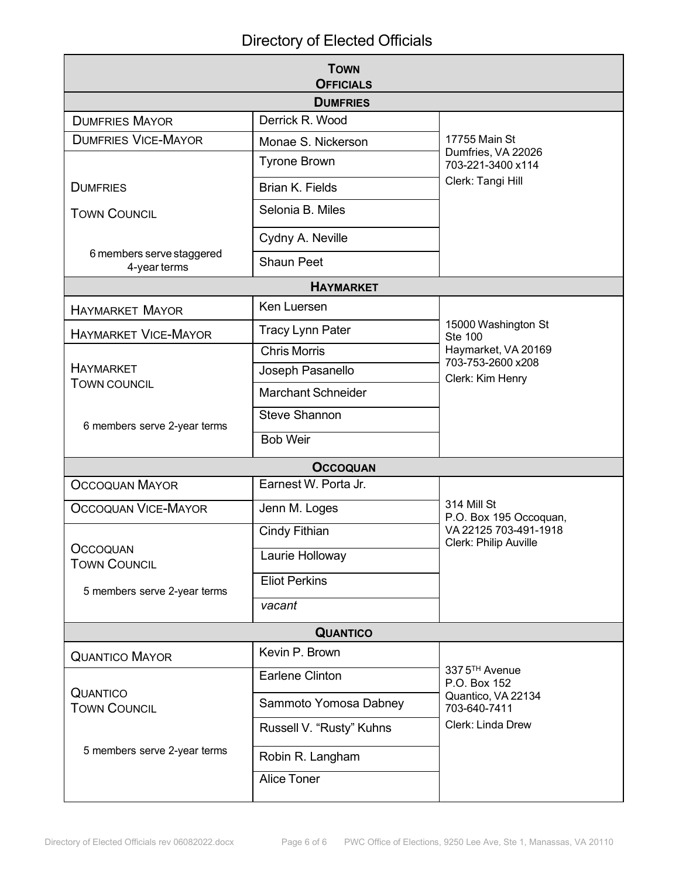# Directory of Elected Officials

| TOWN OFFICIALS | | |
|---|---|---|
| **DUMFRIES** | | |
| DUMFRIES MAYOR | Derrick R. Wood | 17755 Main St Dumfries, VA 22026 703-221-3400 x114 Clerk: Tangi Hill |
| DUMFRIES VICE-MAYOR | Monae S. Nickerson | |
| DUMFRIES TOWN COUNCIL 6 members serve staggered 4-year terms | Tyrone Brown | |
| | Brian K. Fields | |
| | Selonia B. Miles | |
| | Cydny A. Neville | |
| | Shaun Peet | |
| **HAYMARKET** | | |
| HAYMARKET MAYOR | Ken Luersen | 15000 Washington St Ste 100 Haymarket, VA 20169 703-753-2600 x208 Clerk: Kim Henry |
| HAYMARKET VICE-MAYOR | Tracy Lynn Pater | |
| HAYMARKET TOWN COUNCIL 6 members serve 2-year terms | Chris Morris | |
| | Joseph Pasanello | |
| | Marchant Schneider | |
| | Steve Shannon | |
| | Bob Weir | |
| **OCCOQUAN** | | |
| OCCOQUAN MAYOR | Earnest W. Porta Jr. | 314 Mill St P.O. Box 195 Occoquan, VA 22125 703-491-1918 Clerk: Philip Auville |
| OCCOQUAN VICE-MAYOR | Jenn M. Loges | |
| OCCOQUAN TOWN COUNCIL 5 members serve 2-year terms | Cindy Fithian | |
| | Laurie Holloway | |
| | Eliot Perkins | |
| | *vacant* | |
| **QUANTICO** | | |
| QUANTICO MAYOR | Kevin P. Brown | 337 5TH Avenue P.O. Box 152 Quantico, VA 22134 703-640-7411 Clerk: Linda Drew |
| QUANTICO TOWN COUNCIL 5 members serve 2-year terms | Earlene Clinton | |
| | Sammoto Yomosa Dabney | |
| | Russell V. "Rusty" Kuhns | |
| | Robin R. Langham | |
| | Alice Toner | |